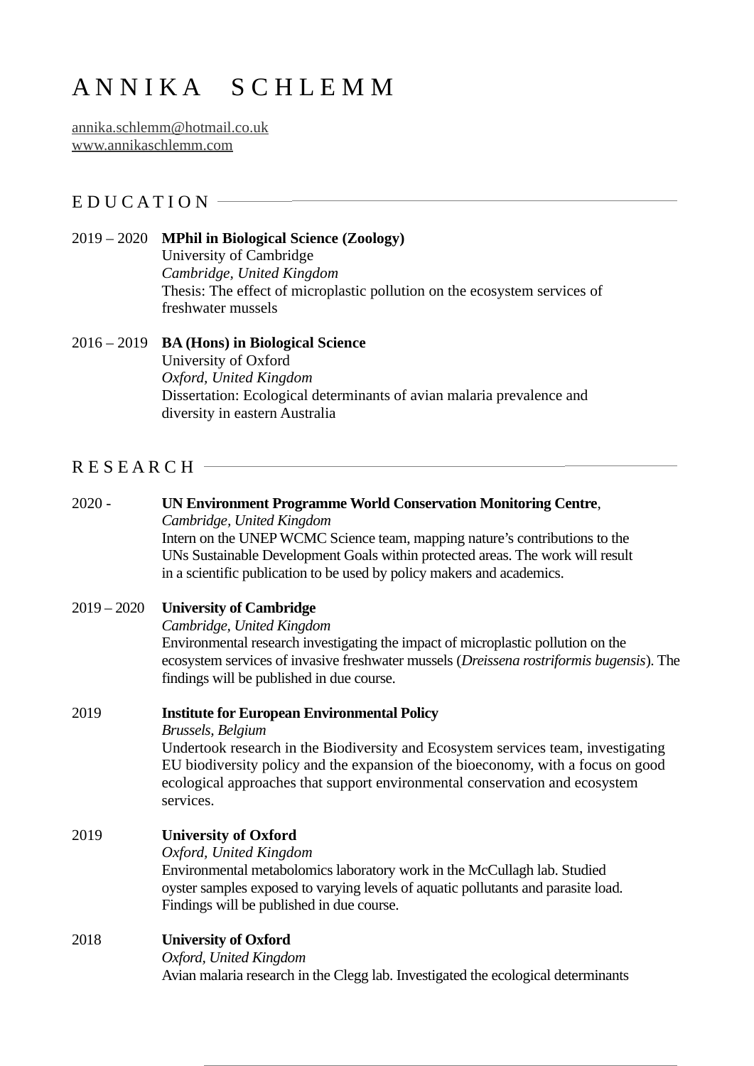# A N N I K A S C H L E M M

annika.schlemm@hotmail.co.uk
www.annikaschlemm.com

## E D U C A T I O N

2019 – 2020 **MPhil in Biological Science (Zoology)**
University of Cambridge
*Cambridge, United Kingdom*
Thesis: The effect of microplastic pollution on the ecosystem services of freshwater mussels

2016 – 2019 **BA (Hons) in Biological Science**
University of Oxford
*Oxford, United Kingdom*
Dissertation: Ecological determinants of avian malaria prevalence and diversity in eastern Australia

## R E S E A R C H

2020 - **UN Environment Programme World Conservation Monitoring Centre**,
*Cambridge, United Kingdom*
Intern on the UNEP WCMC Science team, mapping nature's contributions to the UNs Sustainable Development Goals within protected areas. The work will result in a scientific publication to be used by policy makers and academics.

2019 – 2020 **University of Cambridge**
*Cambridge, United Kingdom*
Environmental research investigating the impact of microplastic pollution on the ecosystem services of invasive freshwater mussels (*Dreissena rostriformis bugensis*). The findings will be published in due course.

2019 **Institute for European Environmental Policy**
*Brussels, Belgium*
Undertook research in the Biodiversity and Ecosystem services team, investigating EU biodiversity policy and the expansion of the bioeconomy, with a focus on good ecological approaches that support environmental conservation and ecosystem services.

2019 **University of Oxford**
*Oxford, United Kingdom*
Environmental metabolomics laboratory work in the McCullagh lab. Studied oyster samples exposed to varying levels of aquatic pollutants and parasite load. Findings will be published in due course.

2018 **University of Oxford**
*Oxford, United Kingdom*
Avian malaria research in the Clegg lab. Investigated the ecological determinants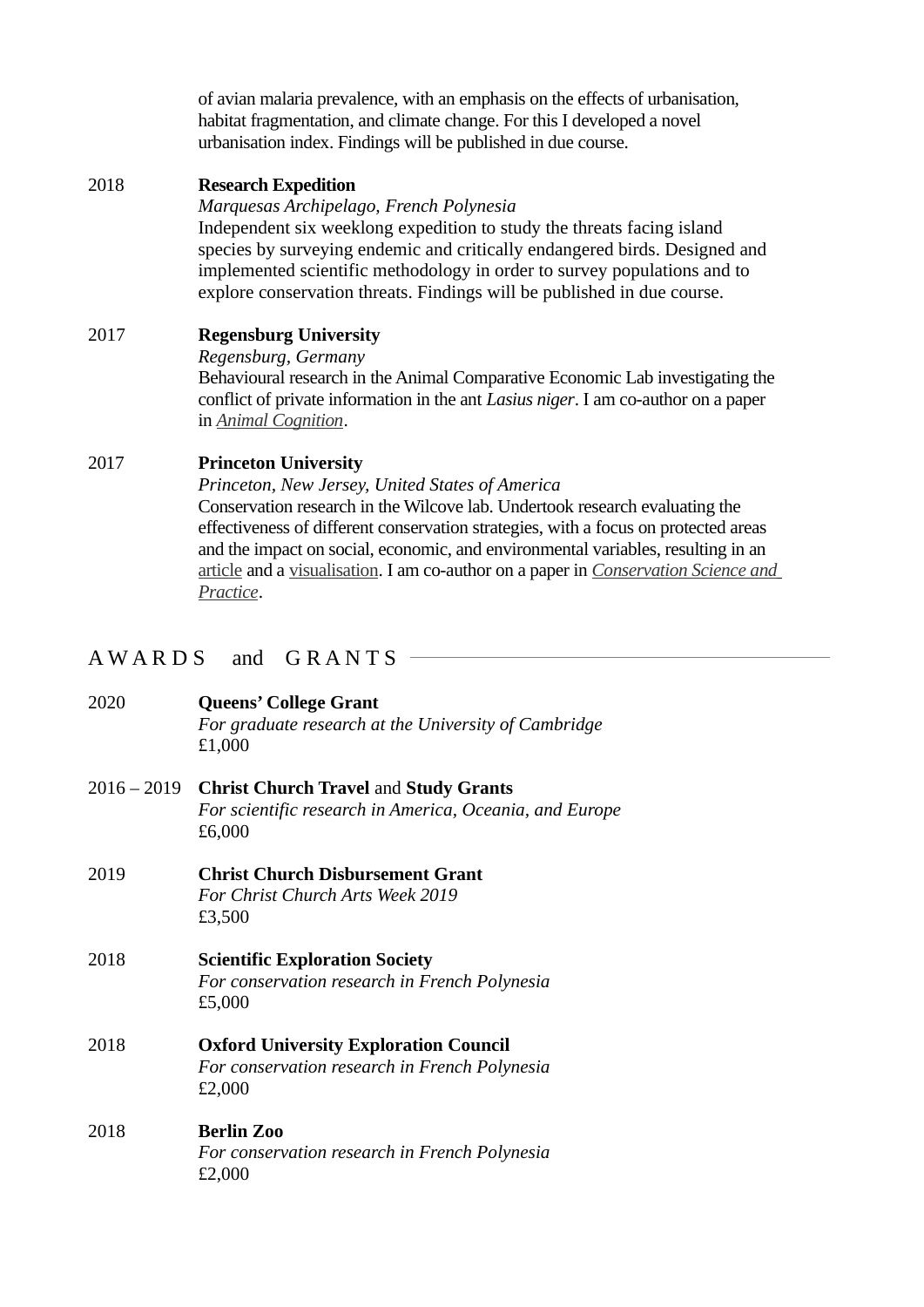of avian malaria prevalence, with an emphasis on the effects of urbanisation, habitat fragmentation, and climate change. For this I developed a novel urbanisation index. Findings will be published in due course.

2018 **Research Expedition**
*Marquesas Archipelago, French Polynesia*
Independent six weeklong expedition to study the threats facing island species by surveying endemic and critically endangered birds. Designed and implemented scientific methodology in order to survey populations and to explore conservation threats. Findings will be published in due course.

2017 **Regensburg University**
*Regensburg, Germany*
Behavioural research in the Animal Comparative Economic Lab investigating the conflict of private information in the ant *Lasius niger*. I am co-author on a paper in *Animal Cognition*.

2017 **Princeton University**
*Princeton, New Jersey, United States of America*
Conservation research in the Wilcove lab. Undertook research evaluating the effectiveness of different conservation strategies, with a focus on protected areas and the impact on social, economic, and environmental variables, resulting in an article and a visualisation. I am co-author on a paper in *Conservation Science and Practice*.

## AWARDS and GRANTS

2020 **Queens' College Grant**
*For graduate research at the University of Cambridge*
£1,000

2016 – 2019 **Christ Church Travel** and **Study Grants**
*For scientific research in America, Oceania, and Europe*
£6,000

2019 **Christ Church Disbursement Grant**
*For Christ Church Arts Week 2019*
£3,500

2018 **Scientific Exploration Society**
*For conservation research in French Polynesia*
£5,000

2018 **Oxford University Exploration Council**
*For conservation research in French Polynesia*
£2,000

2018 **Berlin Zoo**
*For conservation research in French Polynesia*
£2,000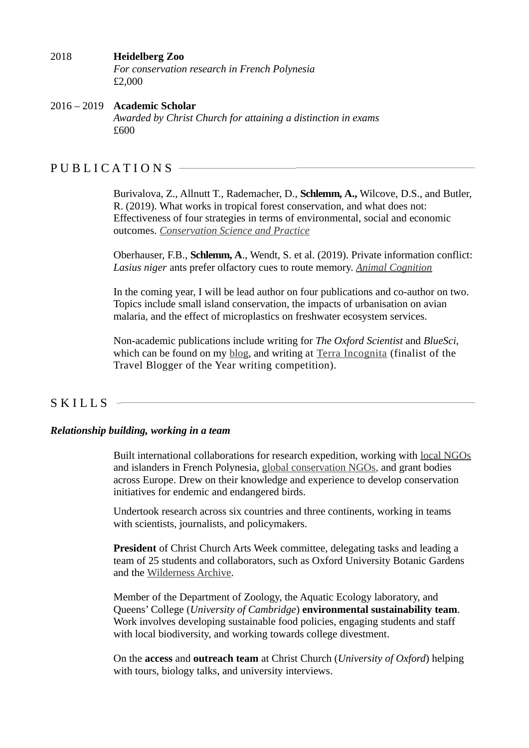2018 **Heidelberg Zoo**
*For conservation research in French Polynesia*
£2,000

2016 – 2019 **Academic Scholar**
*Awarded by Christ Church for attaining a distinction in exams*
£600

## PUBLICATIONS

Burivalova, Z., Allnutt T., Rademacher, D., **Schlemm, A.,** Wilcove, D.S., and Butler, R. (2019). What works in tropical forest conservation, and what does not: Effectiveness of four strategies in terms of environmental, social and economic outcomes. *Conservation Science and Practice*

Oberhauser, F.B., **Schlemm, A**., Wendt, S. et al. (2019). Private information conflict: *Lasius niger* ants prefer olfactory cues to route memory. *Animal Cognition*

In the coming year, I will be lead author on four publications and co-author on two. Topics include small island conservation, the impacts of urbanisation on avian malaria, and the effect of microplastics on freshwater ecosystem services.

Non-academic publications include writing for *The Oxford Scientist* and *BlueSci*, which can be found on my blog, and writing at Terra Incognita (finalist of the Travel Blogger of the Year writing competition).

## SKILLS

***Relationship building, working in a team***

Built international collaborations for research expedition, working with local NGOs and islanders in French Polynesia, global conservation NGOs, and grant bodies across Europe. Drew on their knowledge and experience to develop conservation initiatives for endemic and endangered birds.

Undertook research across six countries and three continents, working in teams with scientists, journalists, and policymakers.

**President** of Christ Church Arts Week committee, delegating tasks and leading a team of 25 students and collaborators, such as Oxford University Botanic Gardens and the Wilderness Archive.

Member of the Department of Zoology, the Aquatic Ecology laboratory, and Queens' College (*University of Cambridge*) **environmental sustainability team**. Work involves developing sustainable food policies, engaging students and staff with local biodiversity, and working towards college divestment.

On the **access** and **outreach team** at Christ Church (*University of Oxford*) helping with tours, biology talks, and university interviews.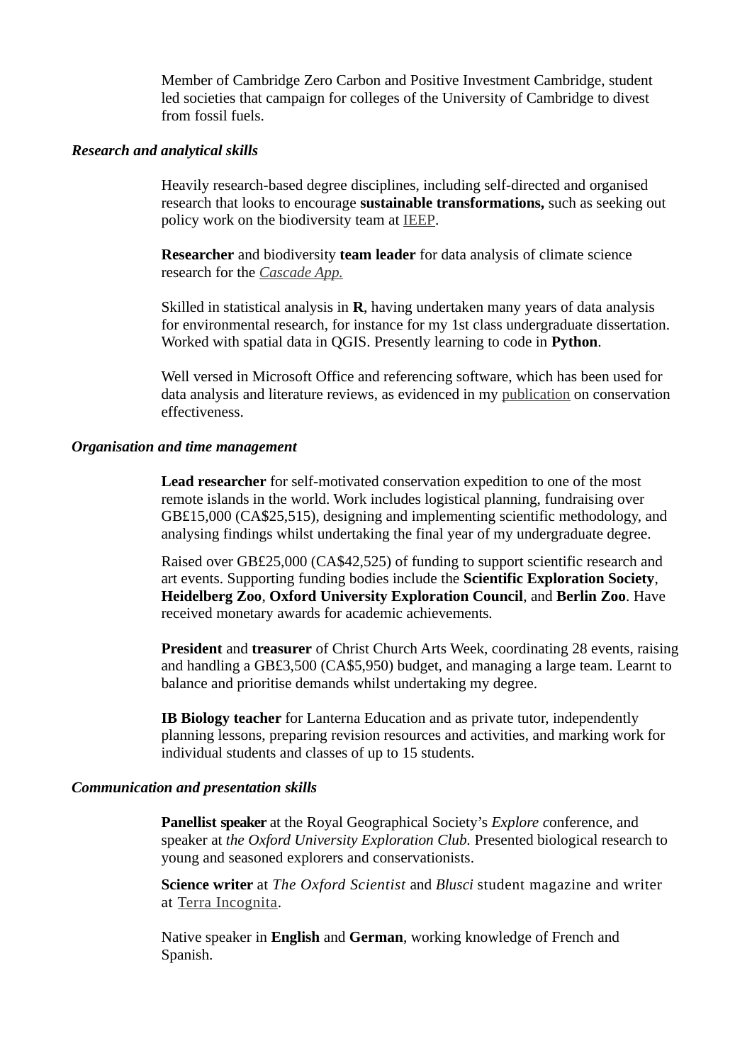Member of Cambridge Zero Carbon and Positive Investment Cambridge, student led societies that campaign for colleges of the University of Cambridge to divest from fossil fuels.

***Research and analytical skills***

Heavily research-based degree disciplines, including self-directed and organised research that looks to encourage **sustainable transformations,** such as seeking out policy work on the biodiversity team at IEEP.

**Researcher** and biodiversity **team leader** for data analysis of climate science research for the *Cascade App.*

Skilled in statistical analysis in **R**, having undertaken many years of data analysis for environmental research, for instance for my 1st class undergraduate dissertation. Worked with spatial data in QGIS. Presently learning to code in **Python**.

Well versed in Microsoft Office and referencing software, which has been used for data analysis and literature reviews, as evidenced in my publication on conservation effectiveness.

***Organisation and time management***

**Lead researcher** for self-motivated conservation expedition to one of the most remote islands in the world. Work includes logistical planning, fundraising over GB£15,000 (CA$25,515), designing and implementing scientific methodology, and analysing findings whilst undertaking the final year of my undergraduate degree.

Raised over GB£25,000 (CA$42,525) of funding to support scientific research and art events. Supporting funding bodies include the **Scientific Exploration Society**, **Heidelberg Zoo**, **Oxford University Exploration Council**, and **Berlin Zoo**. Have received monetary awards for academic achievements.

**President** and **treasurer** of Christ Church Arts Week, coordinating 28 events, raising and handling a GB£3,500 (CA$5,950) budget, and managing a large team. Learnt to balance and prioritise demands whilst undertaking my degree.

**IB Biology teacher** for Lanterna Education and as private tutor, independently planning lessons, preparing revision resources and activities, and marking work for individual students and classes of up to 15 students.

***Communication and presentation skills***

**Panellist speaker** at the Royal Geographical Society's *Explore c*onference, and speaker at *the Oxford University Exploration Club.* Presented biological research to young and seasoned explorers and conservationists.

**Science writer** at *The Oxford Scientist* and *Blusci* student magazine and writer at Terra Incognita.

Native speaker in **English** and **German**, working knowledge of French and Spanish.